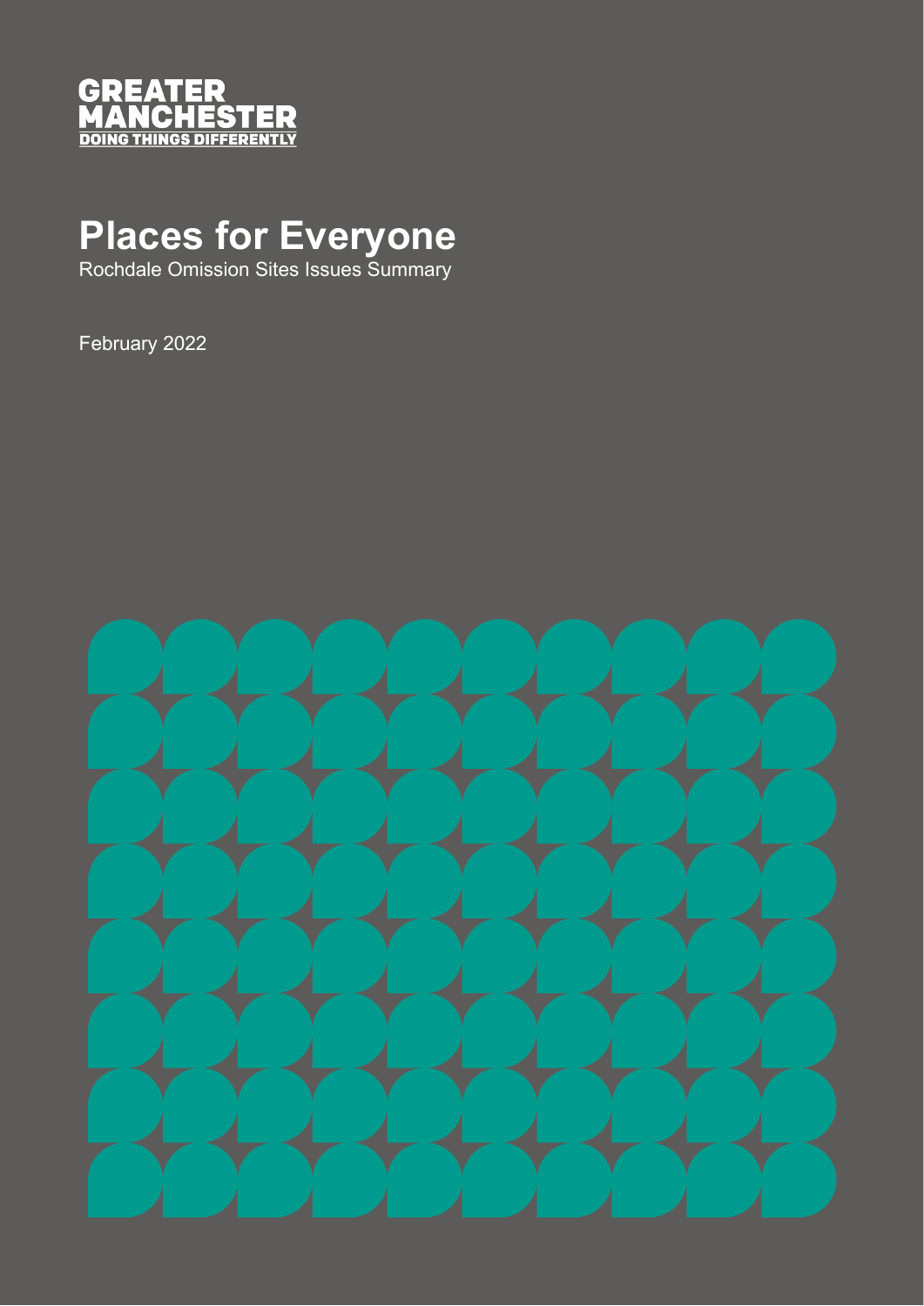GREATER
MANCHESTER
DOING THINGS DIFFERENTLY

# Places for Everyone

Rochdale Omission Sites Issues Summary

February 2022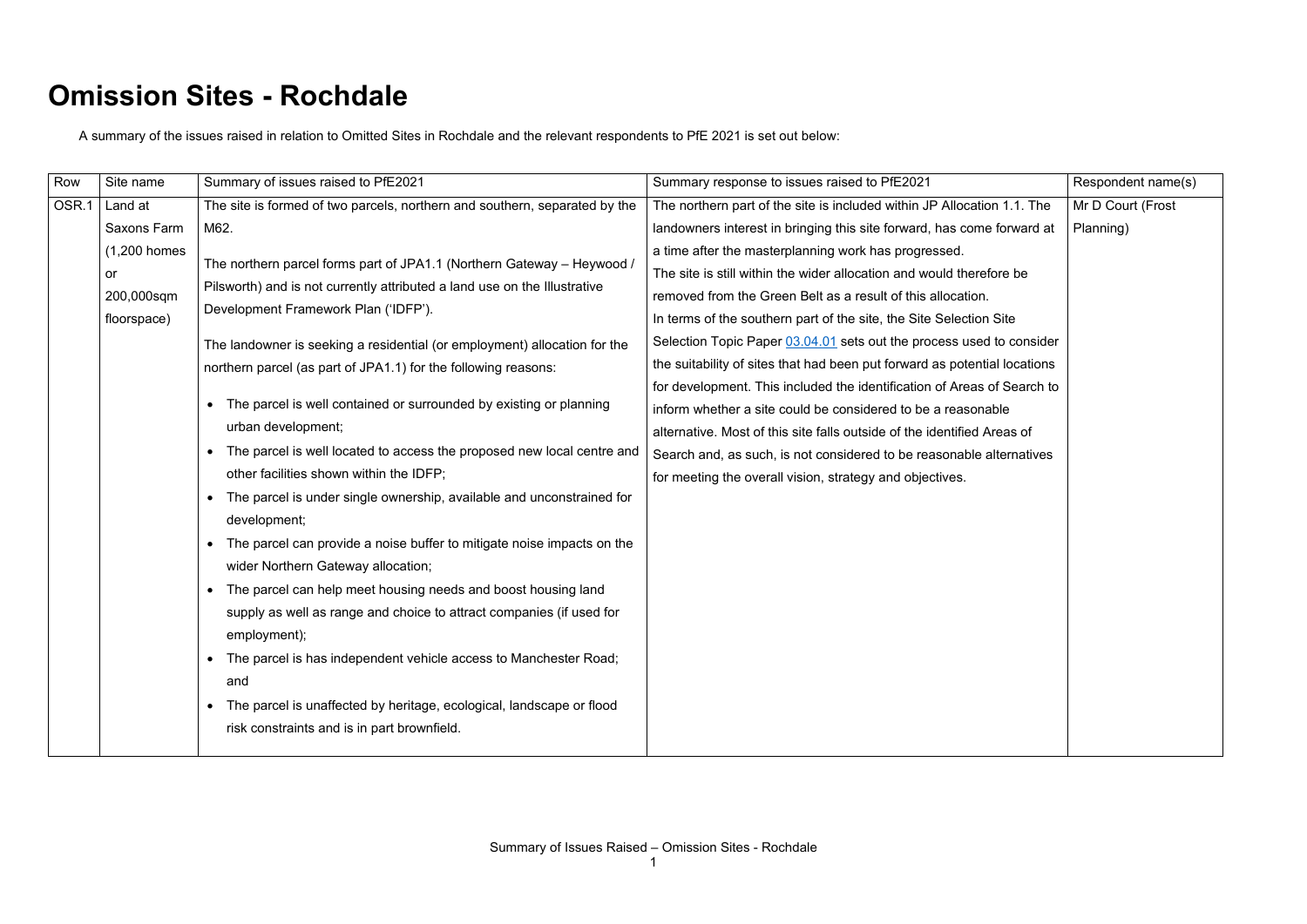# Omission Sites - Rochdale

A summary of the issues raised in relation to Omitted Sites in Rochdale and the relevant respondents to PfE 2021 is set out below:

| Row | Site name | Summary of issues raised to PfE2021 | Summary response to issues raised to PfE2021 | Respondent name(s) |
|---|---|---|---|---|
| OSR.1 | Land at Saxons Farm (1,200 homes or 200,000sqm floorspace) | The site is formed of two parcels, northern and southern, separated by the M62.<br><br>The northern parcel forms part of JPA1.1 (Northern Gateway – Heywood / Pilsworth) and is not currently attributed a land use on the Illustrative Development Framework Plan ('IDFP').<br><br>The landowner is seeking a residential (or employment) allocation for the northern parcel (as part of JPA1.1) for the following reasons:<br><br>• The parcel is well contained or surrounded by existing or planning urban development;<br>• The parcel is well located to access the proposed new local centre and other facilities shown within the IDFP;<br>• The parcel is under single ownership, available and unconstrained for development;<br>• The parcel can provide a noise buffer to mitigate noise impacts on the wider Northern Gateway allocation;<br>• The parcel can help meet housing needs and boost housing land supply as well as range and choice to attract companies (if used for employment);<br>• The parcel is has independent vehicle access to Manchester Road; and<br>• The parcel is unaffected by heritage, ecological, landscape or flood risk constraints and is in part brownfield. | The northern part of the site is included within JP Allocation 1.1. The landowners interest in bringing this site forward, has come forward at a time after the masterplanning work has progressed.<br>The site is still within the wider allocation and would therefore be removed from the Green Belt as a result of this allocation.<br>In terms of the southern part of the site, the Site Selection Site Selection Topic Paper 03.04.01 sets out the process used to consider the suitability of sites that had been put forward as potential locations for development. This included the identification of Areas of Search to inform whether a site could be considered to be a reasonable alternative. Most of this site falls outside of the identified Areas of Search and, as such, is not considered to be reasonable alternatives for meeting the overall vision, strategy and objectives. | Mr D Court (Frost Planning) |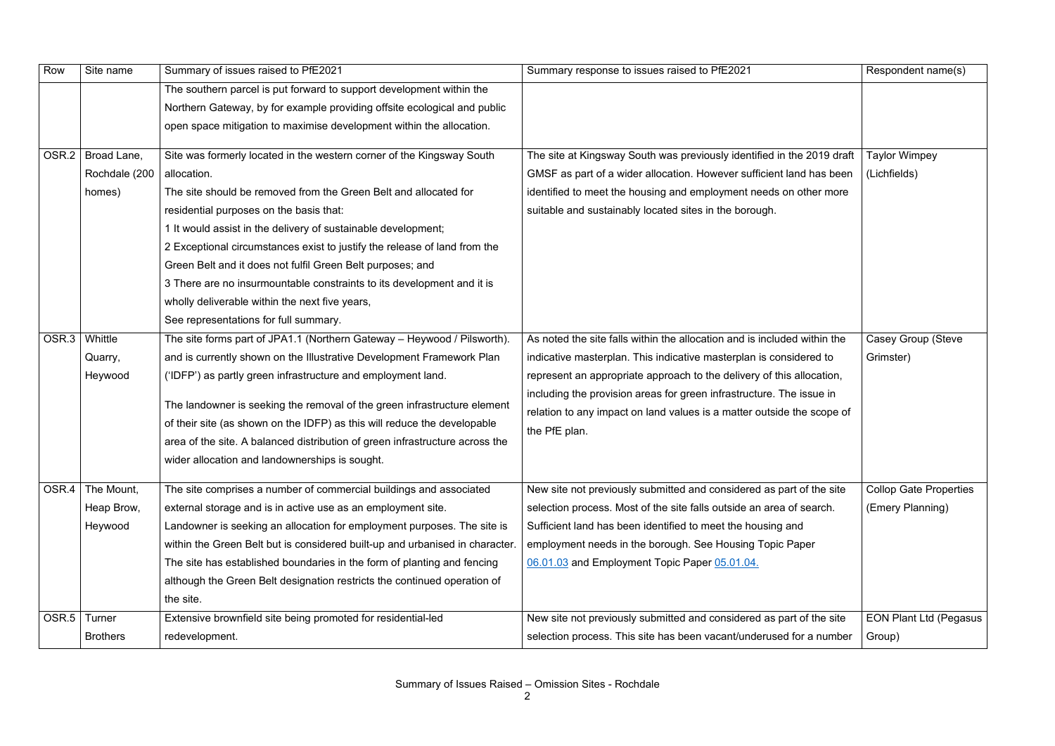| Row | Site name | Summary of issues raised to PfE2021 | Summary response to issues raised to PfE2021 | Respondent name(s) |
|---|---|---|---|---|
| | | The southern parcel is put forward to support development within the Northern Gateway, by for example providing offsite ecological and public open space mitigation to maximise development within the allocation. | | |
| OSR.2 | Broad Lane, Rochdale (200 homes) | Site was formerly located in the western corner of the Kingsway South allocation.<br>The site should be removed from the Green Belt and allocated for residential purposes on the basis that:<br>1 It would assist in the delivery of sustainable development;<br>2 Exceptional circumstances exist to justify the release of land from the Green Belt and it does not fulfil Green Belt purposes; and<br>3 There are no insurmountable constraints to its development and it is wholly deliverable within the next five years,<br>See representations for full summary. | The site at Kingsway South was previously identified in the 2019 draft GMSF as part of a wider allocation. However sufficient land has been identified to meet the housing and employment needs on other more suitable and sustainably located sites in the borough. | Taylor Wimpey (Lichfields) |
| OSR.3 | Whittle Quarry, Heywood | The site forms part of JPA1.1 (Northern Gateway – Heywood / Pilsworth). and is currently shown on the Illustrative Development Framework Plan ('IDFP') as partly green infrastructure and employment land.<br><br>The landowner is seeking the removal of the green infrastructure element of their site (as shown on the IDFP) as this will reduce the developable area of the site. A balanced distribution of green infrastructure across the wider allocation and landownerships is sought. | As noted the site falls within the allocation and is included within the indicative masterplan. This indicative masterplan is considered to represent an appropriate approach to the delivery of this allocation, including the provision areas for green infrastructure. The issue in relation to any impact on land values is a matter outside the scope of the PfE plan. | Casey Group (Steve Grimster) |
| OSR.4 | The Mount, Heap Brow, Heywood | The site comprises a number of commercial buildings and associated external storage and is in active use as an employment site.<br>Landowner is seeking an allocation for employment purposes. The site is within the Green Belt but is considered built-up and urbanised in character. The site has established boundaries in the form of planting and fencing although the Green Belt designation restricts the continued operation of the site. | New site not previously submitted and considered as part of the site selection process. Most of the site falls outside an area of search. Sufficient land has been identified to meet the housing and employment needs in the borough. See Housing Topic Paper [06.01.03] and Employment Topic Paper [05.01.04.] | Collop Gate Properties (Emery Planning) |
| OSR.5 | Turner Brothers | Extensive brownfield site being promoted for residential-led redevelopment. | New site not previously submitted and considered as part of the site selection process. This site has been vacant/underused for a number | EON Plant Ltd (Pegasus Group) |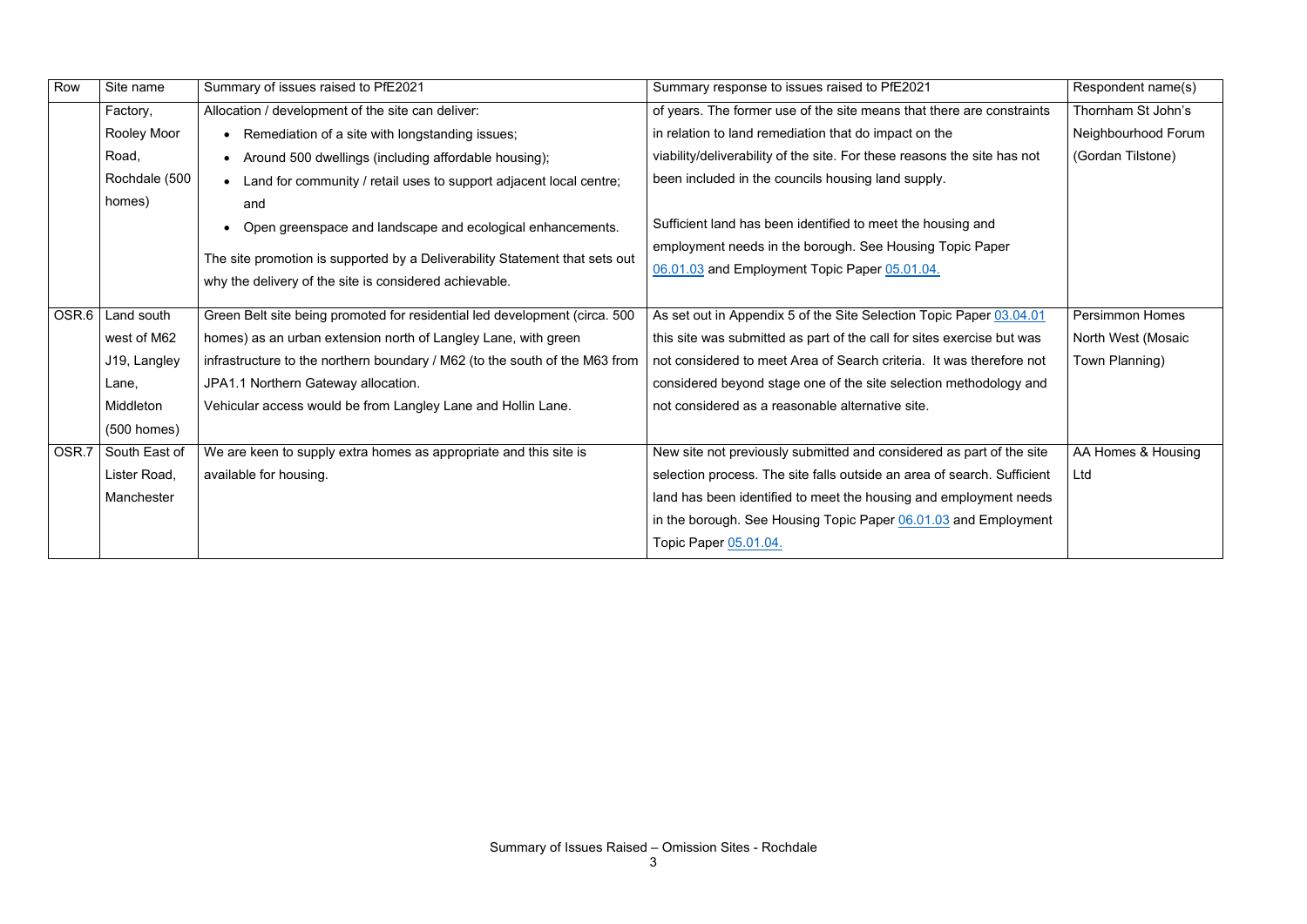| Row | Site name | Summary of issues raised to PfE2021 | Summary response to issues raised to PfE2021 | Respondent name(s) |
|---|---|---|---|---|
| | Factory, Rooley Moor Road, Rochdale (500 homes) | Allocation / development of the site can deliver:<br>• Remediation of a site with longstanding issues;<br>• Around 500 dwellings (including affordable housing);<br>• Land for community / retail uses to support adjacent local centre; and<br>• Open greenspace and landscape and ecological enhancements.<br>The site promotion is supported by a Deliverability Statement that sets out why the delivery of the site is considered achievable. | of years. The former use of the site means that there are constraints in relation to land remediation that do impact on the viability/deliverability of the site. For these reasons the site has not been included in the councils housing land supply.<br><br>Sufficient land has been identified to meet the housing and employment needs in the borough. See Housing Topic Paper 06.01.03 and Employment Topic Paper 05.01.04. | Thornham St John's Neighbourhood Forum (Gordan Tilstone) |
| OSR.6 | Land south west of M62 J19, Langley Lane, Middleton (500 homes) | Green Belt site being promoted for residential led development (circa. 500 homes) as an urban extension north of Langley Lane, with green infrastructure to the northern boundary / M62 (to the south of the M63 from JPA1.1 Northern Gateway allocation.<br>Vehicular access would be from Langley Lane and Hollin Lane. | As set out in Appendix 5 of the Site Selection Topic Paper 03.04.01 this site was submitted as part of the call for sites exercise but was not considered to meet Area of Search criteria. It was therefore not considered beyond stage one of the site selection methodology and not considered as a reasonable alternative site. | Persimmon Homes North West (Mosaic Town Planning) |
| OSR.7 | South East of Lister Road, Manchester | We are keen to supply extra homes as appropriate and this site is available for housing. | New site not previously submitted and considered as part of the site selection process. The site falls outside an area of search. Sufficient land has been identified to meet the housing and employment needs in the borough. See Housing Topic Paper 06.01.03 and Employment Topic Paper 05.01.04. | AA Homes & Housing Ltd |